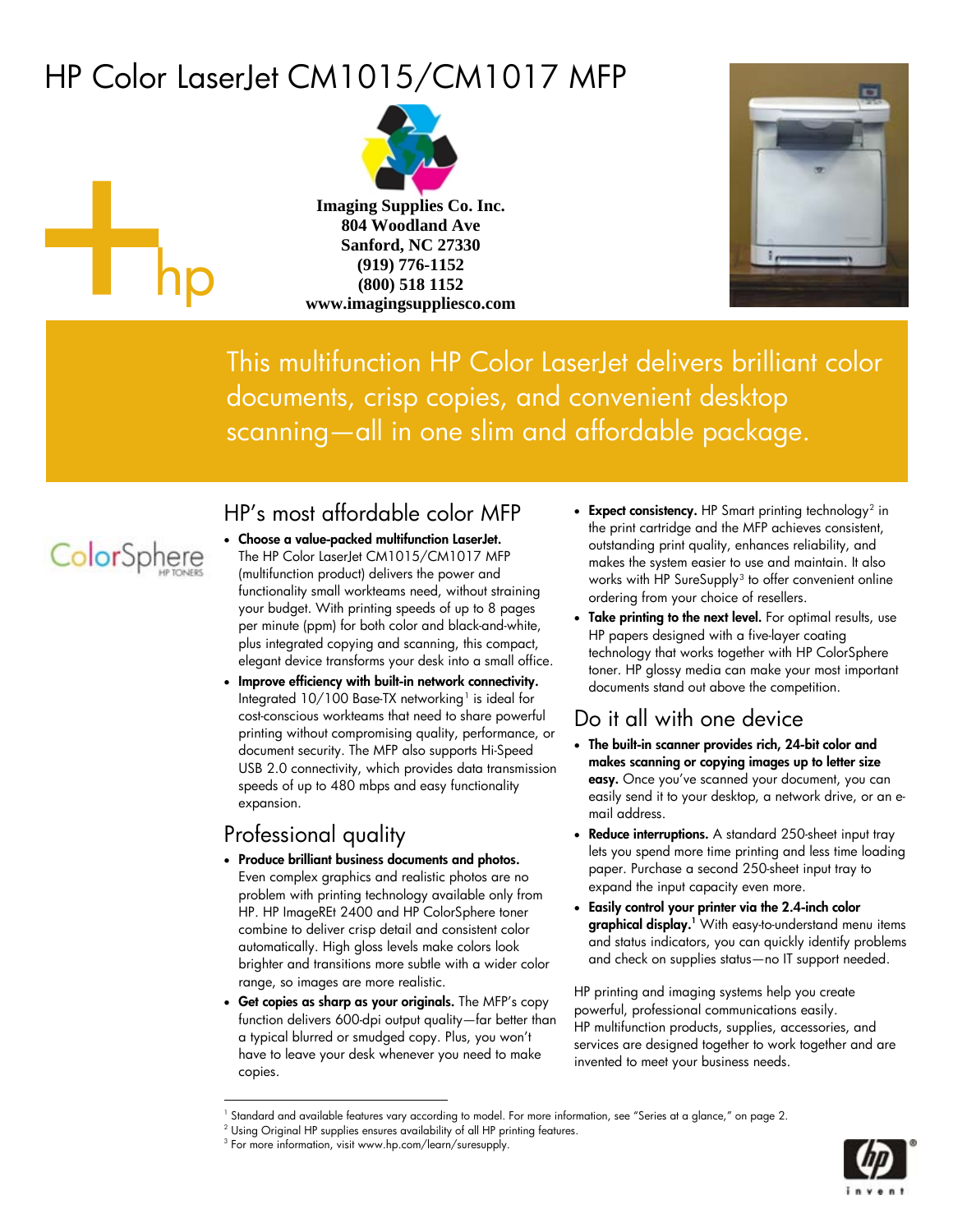# HP Color LaserJet CM1015/CM1017 MFP

**Imaging Supplies Co. Inc.**
**804 Woodland Ave**
**Sanford, NC 27330**
**(919) 776-1152**
**(800) 518 1152**
**www.imagingsuppliesco.com**

This multifunction HP Color LaserJet delivers brilliant color documents, crisp copies, and convenient desktop scanning—all in one slim and affordable package.

ColorSphere HP TONERS

## HP's most affordable color MFP

- **Choose a value-packed multifunction LaserJet.** The HP Color LaserJet CM1015/CM1017 MFP (multifunction product) delivers the power and functionality small workteams need, without straining your budget. With printing speeds of up to 8 pages per minute (ppm) for both color and black-and-white, plus integrated copying and scanning, this compact, elegant device transforms your desk into a small office.
- **Improve efficiency with built-in network connectivity.** Integrated 10/100 Base-TX networking[1] is ideal for cost-conscious workteams that need to share powerful printing without compromising quality, performance, or document security. The MFP also supports Hi-Speed USB 2.0 connectivity, which provides data transmission speeds of up to 480 mbps and easy functionality expansion.

## Professional quality

- **Produce brilliant business documents and photos.** Even complex graphics and realistic photos are no problem with printing technology available only from HP. HP ImageREt 2400 and HP ColorSphere toner combine to deliver crisp detail and consistent color automatically. High gloss levels make colors look brighter and transitions more subtle with a wider color range, so images are more realistic.
- **Get copies as sharp as your originals.** The MFP's copy function delivers 600-dpi output quality—far better than a typical blurred or smudged copy. Plus, you won't have to leave your desk whenever you need to make copies.
- **Expect consistency.** HP Smart printing technology[2] in the print cartridge and the MFP achieves consistent, outstanding print quality, enhances reliability, and makes the system easier to use and maintain. It also works with HP SureSupply[3] to offer convenient online ordering from your choice of resellers.
- **Take printing to the next level.** For optimal results, use HP papers designed with a five-layer coating technology that works together with HP ColorSphere toner. HP glossy media can make your most important documents stand out above the competition.

## Do it all with one device

- **The built-in scanner provides rich, 24-bit color and makes scanning or copying images up to letter size easy.** Once you've scanned your document, you can easily send it to your desktop, a network drive, or an e-mail address.
- **Reduce interruptions.** A standard 250-sheet input tray lets you spend more time printing and less time loading paper. Purchase a second 250-sheet input tray to expand the input capacity even more.
- **Easily control your printer via the 2.4-inch color graphical display.**[1] With easy-to-understand menu items and status indicators, you can quickly identify problems and check on supplies status—no IT support needed.

HP printing and imaging systems help you create powerful, professional communications easily. HP multifunction products, supplies, accessories, and services are designed together to work together and are invented to meet your business needs.

---

[1] Standard and available features vary according to model. For more information, see "Series at a glance," on page 2.
[2] Using Original HP supplies ensures availability of all HP printing features.
[3] For more information, visit www.hp.com/learn/suresupply.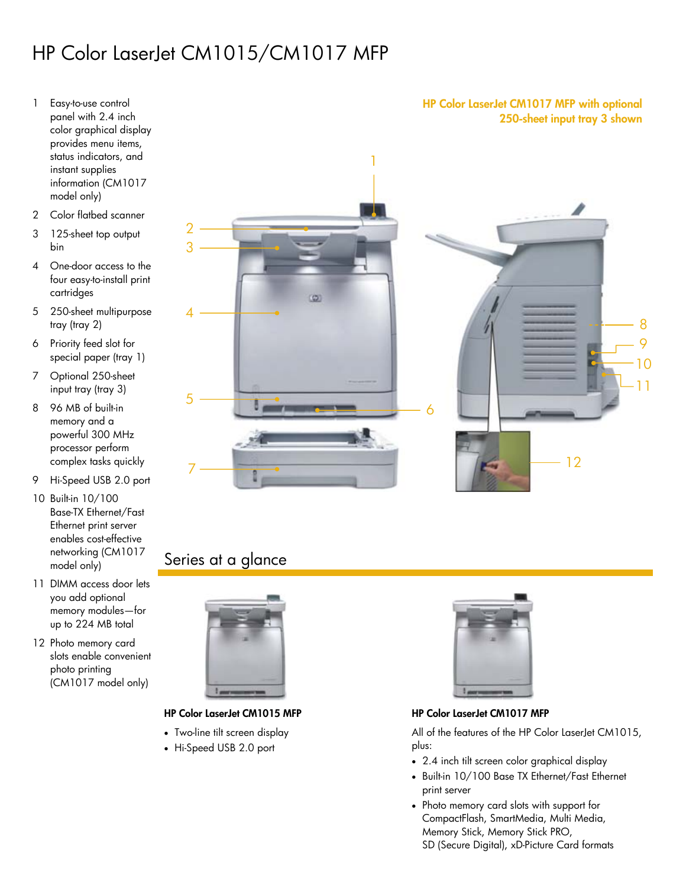# HP Color LaserJet CM1015/CM1017 MFP

1. Easy-to-use control panel with 2.4 inch color graphical display provides menu items, status indicators, and instant supplies information (CM1017 model only)
2. Color flatbed scanner
3. 125-sheet top output bin
4. One-door access to the four easy-to-install print cartridges
5. 250-sheet multipurpose tray (tray 2)
6. Priority feed slot for special paper (tray 1)
7. Optional 250-sheet input tray (tray 3)
8. 96 MB of built-in memory and a powerful 300 MHz processor perform complex tasks quickly
9. Hi-Speed USB 2.0 port
10. Built-in 10/100 Base-TX Ethernet/Fast Ethernet print server enables cost-effective networking (CM1017 model only)
11. DIMM access door lets you add optional memory modules—for up to 224 MB total
12. Photo memory card slots enable convenient photo printing (CM1017 model only)

**HP Color LaserJet CM1017 MFP with optional 250-sheet input tray 3 shown**

## Series at a glance

**HP Color LaserJet CM1015 MFP**

- Two-line tilt screen display
- Hi-Speed USB 2.0 port

**HP Color LaserJet CM1017 MFP**

All of the features of the HP Color LaserJet CM1015, plus:

- 2.4 inch tilt screen color graphical display
- Built-in 10/100 Base TX Ethernet/Fast Ethernet print server
- Photo memory card slots with support for CompactFlash, SmartMedia, Multi Media, Memory Stick, Memory Stick PRO, SD (Secure Digital), xD-Picture Card formats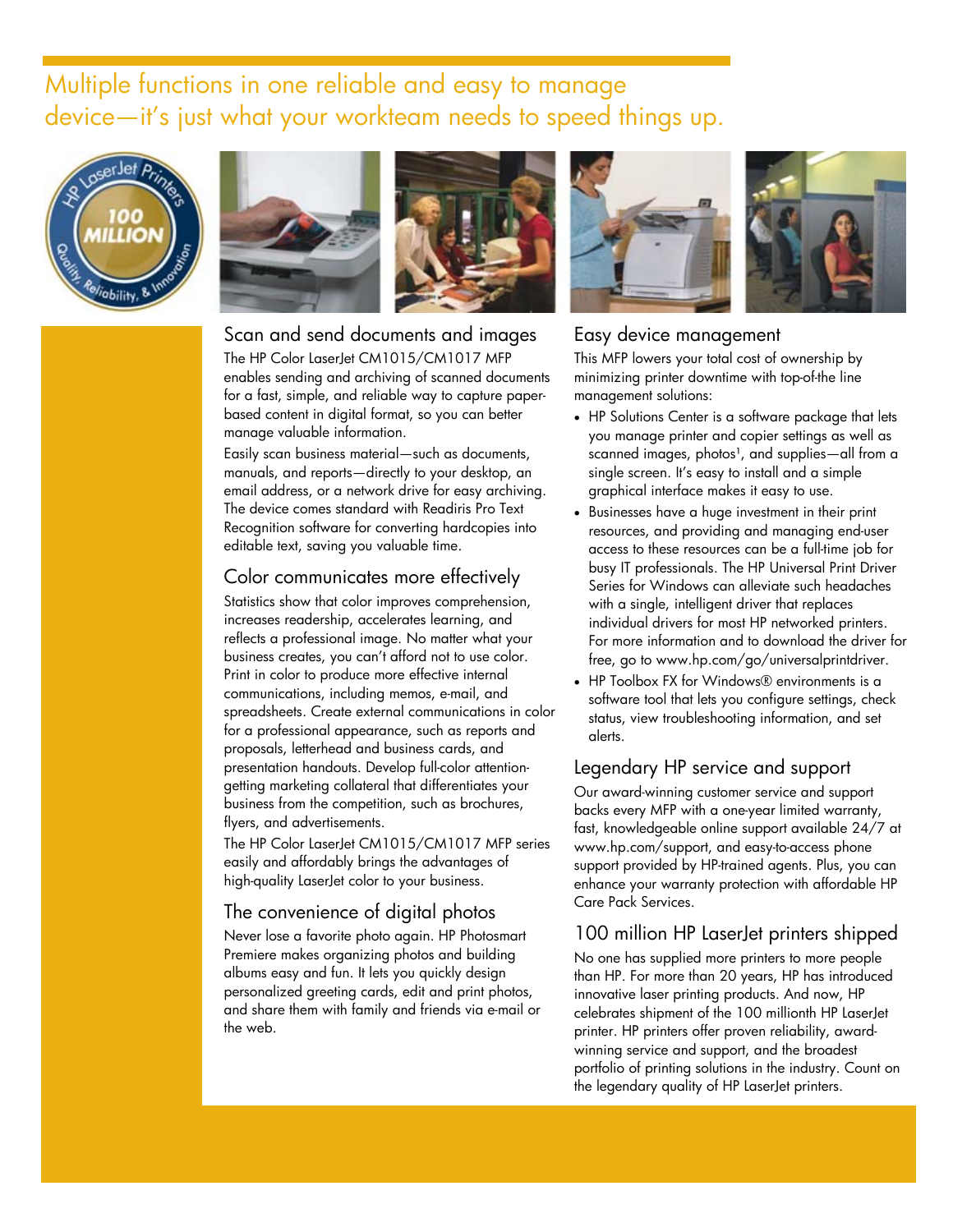# Multiple functions in one reliable and easy to manage device—it's just what your workteam needs to speed things up.

## Scan and send documents and images

The HP Color LaserJet CM1015/CM1017 MFP enables sending and archiving of scanned documents for a fast, simple, and reliable way to capture paper-based content in digital format, so you can better manage valuable information.

Easily scan business material—such as documents, manuals, and reports—directly to your desktop, an email address, or a network drive for easy archiving. The device comes standard with Readiris Pro Text Recognition software for converting hardcopies into editable text, saving you valuable time.

## Color communicates more effectively

Statistics show that color improves comprehension, increases readership, accelerates learning, and reflects a professional image. No matter what your business creates, you can't afford not to use color. Print in color to produce more effective internal communications, including memos, e-mail, and spreadsheets. Create external communications in color for a professional appearance, such as reports and proposals, letterhead and business cards, and presentation handouts. Develop full-color attention-getting marketing collateral that differentiates your business from the competition, such as brochures, flyers, and advertisements.

The HP Color LaserJet CM1015/CM1017 MFP series easily and affordably brings the advantages of high-quality LaserJet color to your business.

## The convenience of digital photos

Never lose a favorite photo again. HP Photosmart Premiere makes organizing photos and building albums easy and fun. It lets you quickly design personalized greeting cards, edit and print photos, and share them with family and friends via e-mail or the web.

## Easy device management

This MFP lowers your total cost of ownership by minimizing printer downtime with top-of-the line management solutions:

- HP Solutions Center is a software package that lets you manage printer and copier settings as well as scanned images, photos[1], and supplies—all from a single screen. It's easy to install and a simple graphical interface makes it easy to use.
- Businesses have a huge investment in their print resources, and providing and managing end-user access to these resources can be a full-time job for busy IT professionals. The HP Universal Print Driver Series for Windows can alleviate such headaches with a single, intelligent driver that replaces individual drivers for most HP networked printers. For more information and to download the driver for free, go to www.hp.com/go/universalprintdriver.
- HP Toolbox FX for Windows® environments is a software tool that lets you configure settings, check status, view troubleshooting information, and set alerts.

## Legendary HP service and support

Our award-winning customer service and support backs every MFP with a one-year limited warranty, fast, knowledgeable online support available 24/7 at www.hp.com/support, and easy-to-access phone support provided by HP-trained agents. Plus, you can enhance your warranty protection with affordable HP Care Pack Services.

## 100 million HP LaserJet printers shipped

No one has supplied more printers to more people than HP. For more than 20 years, HP has introduced innovative laser printing products. And now, HP celebrates shipment of the 100 millionth HP LaserJet printer. HP printers offer proven reliability, award-winning service and support, and the broadest portfolio of printing solutions in the industry. Count on the legendary quality of HP LaserJet printers.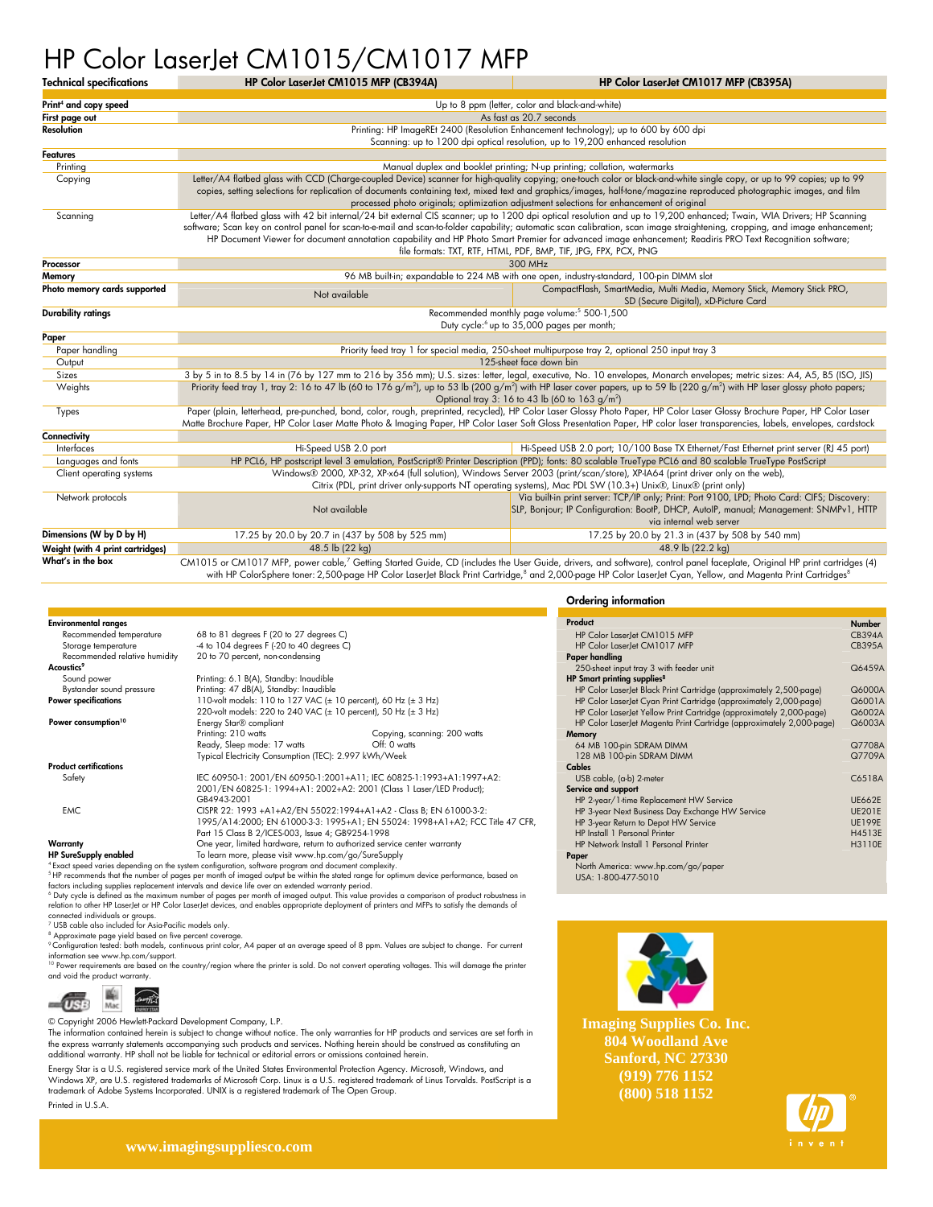# HP Color LaserJet CM1015/CM1017 MFP

| Technical specifications | HP Color LaserJet CM1015 MFP (CB394A) | HP Color LaserJet CM1017 MFP (CB395A) |
|---|---|---|
| **Print[4] and copy speed** | Up to 8 ppm (letter, color and black-and-white) | |
| **First page out** | As fast as 20.7 seconds | |
| **Resolution** | Printing: HP ImageREt 2400 (Resolution Enhancement technology); up to 600 by 600 dpi<br>Scanning: up to 1200 dpi optical resolution, up to 19,200 enhanced resolution | |
| **Features** | | |
| Printing | Manual duplex and booklet printing; N-up printing; collation, watermarks | |
| Copying | Letter/A4 flatbed glass with CCD (Charge-coupled Device) scanner for high-quality copying; one-touch color or black-and-white single copy, or up to 99 copies; up to 99 copies, setting selections for replication of documents containing text, mixed text and graphics/images, half-tone/magazine reproduced photographic images, and film processed photo originals; optimization adjustment selections for enhancement of original | |
| Scanning | Letter/A4 flatbed glass with 42 bit internal/24 bit external CIS scanner; up to 1200 dpi optical resolution and up to 19,200 enhanced; Twain, WIA Drivers; HP Scanning software; Scan key on control panel for scan-to-e-mail and scan-to-folder capability; automatic scan calibration, scan image straightening, cropping, and image enhancement; HP Document Viewer for document annotation capability and HP Photo Smart Premier for advanced image enhancement; Readiris PRO Text Recognition software; file formats: TXT, RTF, HTML, PDF, BMP, TIF, JPG, FPX, PCX, PNG | |
| **Processor** | 300 MHz | |
| **Memory** | 96 MB built-in; expandable to 224 MB with one open, industry-standard, 100-pin DIMM slot | |
| **Photo memory cards supported** | Not available | CompactFlash, SmartMedia, Multi Media, Memory Stick, Memory Stick PRO, SD (Secure Digital), xD-Picture Card |
| **Durability ratings** | Recommended monthly page volume:[5] 500-1,500<br>Duty cycle:[6] up to 35,000 pages per month; | |
| **Paper** | | |
| Paper handling | Priority feed tray 1 for special media, 250-sheet multipurpose tray 2, optional 250 input tray 3 | |
| Output | 125-sheet face down bin | |
| Sizes | 3 by 5 in to 8.5 by 14 in (76 by 127 mm to 216 by 356 mm); U.S. sizes: letter, legal, executive, No. 10 envelopes, Monarch envelopes; metric sizes: A4, A5, B5 (ISO, JIS) | |
| Weights | Priority feed tray 1, tray 2: 16 to 47 lb (60 to 176 g/m²), up to 53 lb (200 g/m²) with HP laser cover papers, up to 59 lb (220 g/m²) with HP laser glossy photo papers; Optional tray 3: 16 to 43 lb (60 to 163 g/m²) | |
| Types | Paper (plain, letterhead, pre-punched, bond, color, rough, preprinted, recycled), HP Color Laser Glossy Photo Paper, HP Color Laser Glossy Brochure Paper, HP Color Laser Matte Brochure Paper, HP Color Laser Matte Photo & Imaging Paper, HP Color Laser Soft Gloss Presentation Paper, HP color laser transparencies, labels, envelopes, cardstock | |
| **Connectivity** | | |
| Interfaces | Hi-Speed USB 2.0 port | Hi-Speed USB 2.0 port; 10/100 Base TX Ethernet/Fast Ethernet print server (RJ 45 port) |
| Languages and fonts | HP PCL6, HP postscript level 3 emulation, PostScript® Printer Description (PPD); fonts: 80 scalable TrueType PCL6 and 80 scalable TrueType PostScript | |
| Client operating systems | Windows® 2000, XP-32, XP-x64 (full solution), Windows Server 2003 (print/scan/store), XP-IA64 (print driver only on the web), Citrix (PDL, print driver only-supports NT operating systems), Mac PDL SW (10.3+) Unix®, Linux® (print only) | |
| Network protocols | Not available | Via built-in print server: TCP/IP only; Print: Port 9100, LPD; Photo Card: CIFS; Discovery: SLP, Bonjour; IP Configuration: BootP, DHCP, AutoIP, manual; Management: SNMPv1, HTTP via internal web server |
| **Dimensions (W by D by H)** | 17.25 by 20.0 by 20.7 in (437 by 508 by 525 mm) | 17.25 by 20.0 by 21.3 in (437 by 508 by 540 mm) |
| **Weight (with 4 print cartridges)** | 48.5 lb (22 kg) | 48.9 lb (22.2 kg) |
| **What's in the box** | CM1015 or CM1017 MFP, power cable,[7] Getting Started Guide, CD (includes the User Guide, drivers, and software), control panel faceplate, Original HP print cartridges (4) with HP ColorSphere toner: 2,500-page HP Color LaserJet Black Print Cartridge,[8] and 2,000-page HP Color LaserJet Cyan, Yellow, and Magenta Print Cartridges[8] | |

| | | |
|---|---|---|
| **Environmental ranges** | | |
| Recommended temperature | 68 to 81 degrees F (20 to 27 degrees C) | |
| Storage temperature | -4 to 104 degrees F (-20 to 40 degrees C) | |
| Recommended relative humidity | 20 to 70 percent, non-condensing | |
| **Acoustics[9]** | | |
| Sound power | Printing: 6.1 B(A), Standby: Inaudible | |
| Bystander sound pressure | Printing: 47 dB(A), Standby: Inaudible | |
| **Power specifications** | 110-volt models: 110 to 127 VAC (± 10 percent), 60 Hz (± 3 Hz)<br>220-volt models: 220 to 240 VAC (± 10 percent), 50 Hz (± 3 Hz) | |
| **Power consumption[10]** | Energy Star® compliant | |
| | Printing: 210 watts | Copying, scanning: 200 watts |
| | Ready, Sleep mode: 17 watts | Off: 0 watts |
| | Typical Electricity Consumption (TEC): 2.997 kWh/Week | |
| **Product certifications** | | |
| Safety | IEC 60950-1: 2001/EN 60950-1:2001+A11; IEC 60825-1:1993+A1:1997+A2: 2001/EN 60825-1: 1994+A1: 2002+A2: 2001 (Class 1 Laser/LED Product); GB4943-2001 | |
| EMC | CISPR 22: 1993 +A1+A2/EN 55022:1994+A1+A2 - Class B; EN 61000-3-2: 1995/A14:2000; EN 61000-3-3: 1995+A1; EN 55024: 1998+A1+A2; FCC Title 47 CFR, Part 15 Class B 2/ICES-003, Issue 4; GB9254-1998 | |
| **Warranty** | One year, limited hardware, return to authorized service center warranty | |
| **HP SureSupply enabled** | To learn more, please visit www.hp.com/go/SureSupply | |

[4] Exact speed varies depending on the system configuration, software program and document complexity.
[5] HP recommends that the number of pages per month of imaged output be within the stated range for optimum device performance, based on factors including supplies replacement intervals and device life over an extended warranty period.
[6] Duty cycle is defined as the maximum number of pages per month of imaged output. This value provides a comparison of product robustness in relation to other HP LaserJet or HP Color LaserJet devices, and enables appropriate deployment of printers and MFPs to satisfy the demands of connected individuals or groups.
[7] USB cable also included for Asia-Pacific models only.
[8] Approximate page yield based on five percent coverage.
[9] Configuration tested: both models, continuous print color, A4 paper at an average speed of 8 ppm. Values are subject to change. For current information see www.hp.com/support.
[10] Power requirements are based on the country/region where the printer is sold. Do not convert operating voltages. This will damage the printer and void the product warranty.

© Copyright 2006 Hewlett-Packard Development Company, L.P.
The information contained herein is subject to change without notice. The only warranties for HP products and services are set forth in the express warranty statements accompanying such products and services. Nothing herein should be construed as constituting an additional warranty. HP shall not be liable for technical or editorial errors or omissions contained herein.

Energy Star is a U.S. registered service mark of the United States Environmental Protection Agency. Microsoft, Windows, and Windows XP, are U.S. registered trademarks of Microsoft Corp. Linux is a U.S. registered trademark of Linus Torvalds. PostScript is a trademark of Adobe Systems Incorporated. UNIX is a registered trademark of The Open Group.

Printed in U.S.A.

## Ordering information

| Product | Number |
|---|---|
| HP Color LaserJet CM1015 MFP | CB394A |
| HP Color LaserJet CM1017 MFP | CB395A |
| **Paper handling** | |
| 250-sheet input tray 3 with feeder unit | Q6459A |
| **HP Smart printing supplies[8]** | |
| HP Color LaserJet Black Print Cartridge (approximately 2,500-page) | Q6000A |
| HP Color LaserJet Cyan Print Cartridge (approximately 2,000-page) | Q6001A |
| HP Color LaserJet Yellow Print Cartridge (approximately 2,000-page) | Q6002A |
| HP Color LaserJet Magenta Print Cartridge (approximately 2,000-page) | Q6003A |
| **Memory** | |
| 64 MB 100-pin SDRAM DIMM | Q7708A |
| 128 MB 100-pin SDRAM DIMM | Q7709A |
| **Cables** | |
| USB cable, (a-b) 2-meter | C6518A |
| **Service and support** | |
| HP 2-year/1-time Replacement HW Service | UE662E |
| HP 3-year Next Business Day Exchange HW Service | UE201E |
| HP 3-year Return to Depot HW Service | UE199E |
| HP Install 1 Personal Printer | H4513E |
| HP Network Install 1 Personal Printer | H3110E |
| **Paper** | |
| North America: www.hp.com/go/paper | |
| USA: 1-800-477-5010 | |

**Imaging Supplies Co. Inc.**
**804 Woodland Ave**
**Sanford, NC 27330**
**(919) 776 1152**
**(800) 518 1152**

**www.imagingsuppliesco.com**